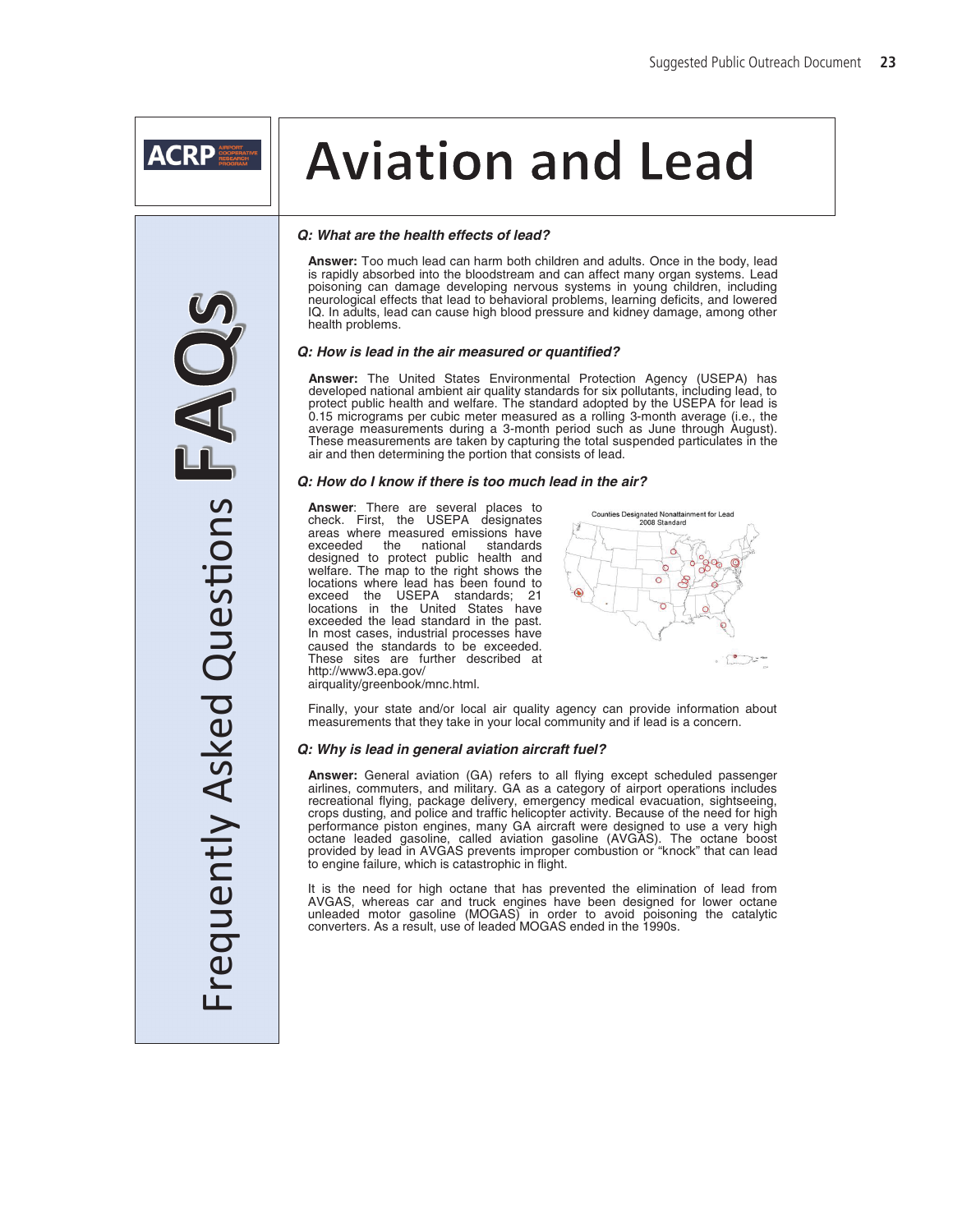ACRP AIRPORT COOPERATIVE RESEARCH PROGRAM

# Aviation and Lead

## Frequently Asked Questions FAQs

***Q: What are the health effects of lead?***

**Answer:** Too much lead can harm both children and adults. Once in the body, lead is rapidly absorbed into the bloodstream and can affect many organ systems. Lead poisoning can damage developing nervous systems in young children, including neurological effects that lead to behavioral problems, learning deficits, and lowered IQ. In adults, lead can cause high blood pressure and kidney damage, among other health problems.

***Q: How is lead in the air measured or quantified?***

**Answer:** The United States Environmental Protection Agency (USEPA) has developed national ambient air quality standards for six pollutants, including lead, to protect public health and welfare. The standard adopted by the USEPA for lead is 0.15 micrograms per cubic meter measured as a rolling 3-month average (i.e., the average measurements during a 3-month period such as June through August). These measurements are taken by capturing the total suspended particulates in the air and then determining the portion that consists of lead.

***Q: How do I know if there is too much lead in the air?***

**Answer**: There are several places to check. First, the USEPA designates areas where measured emissions have exceeded the national standards designed to protect public health and welfare. The map to the right shows the locations where lead has been found to exceed the USEPA standards; 21 locations in the United States have exceeded the lead standard in the past. In most cases, industrial processes have caused the standards to be exceeded. These sites are further described at http://www3.epa.gov/airquality/greenbook/mnc.html.

Counties Designated Nonattainment for Lead
2008 Standard

Finally, your state and/or local air quality agency can provide information about measurements that they take in your local community and if lead is a concern.

***Q: Why is lead in general aviation aircraft fuel?***

**Answer:** General aviation (GA) refers to all flying except scheduled passenger airlines, commuters, and military. GA as a category of airport operations includes recreational flying, package delivery, emergency medical evacuation, sightseeing, crops dusting, and police and traffic helicopter activity. Because of the need for high performance piston engines, many GA aircraft were designed to use a very high octane leaded gasoline, called aviation gasoline (AVGAS). The octane boost provided by lead in AVGAS prevents improper combustion or "knock" that can lead to engine failure, which is catastrophic in flight.

It is the need for high octane that has prevented the elimination of lead from AVGAS, whereas car and truck engines have been designed for lower octane unleaded motor gasoline (MOGAS) in order to avoid poisoning the catalytic converters. As a result, use of leaded MOGAS ended in the 1990s.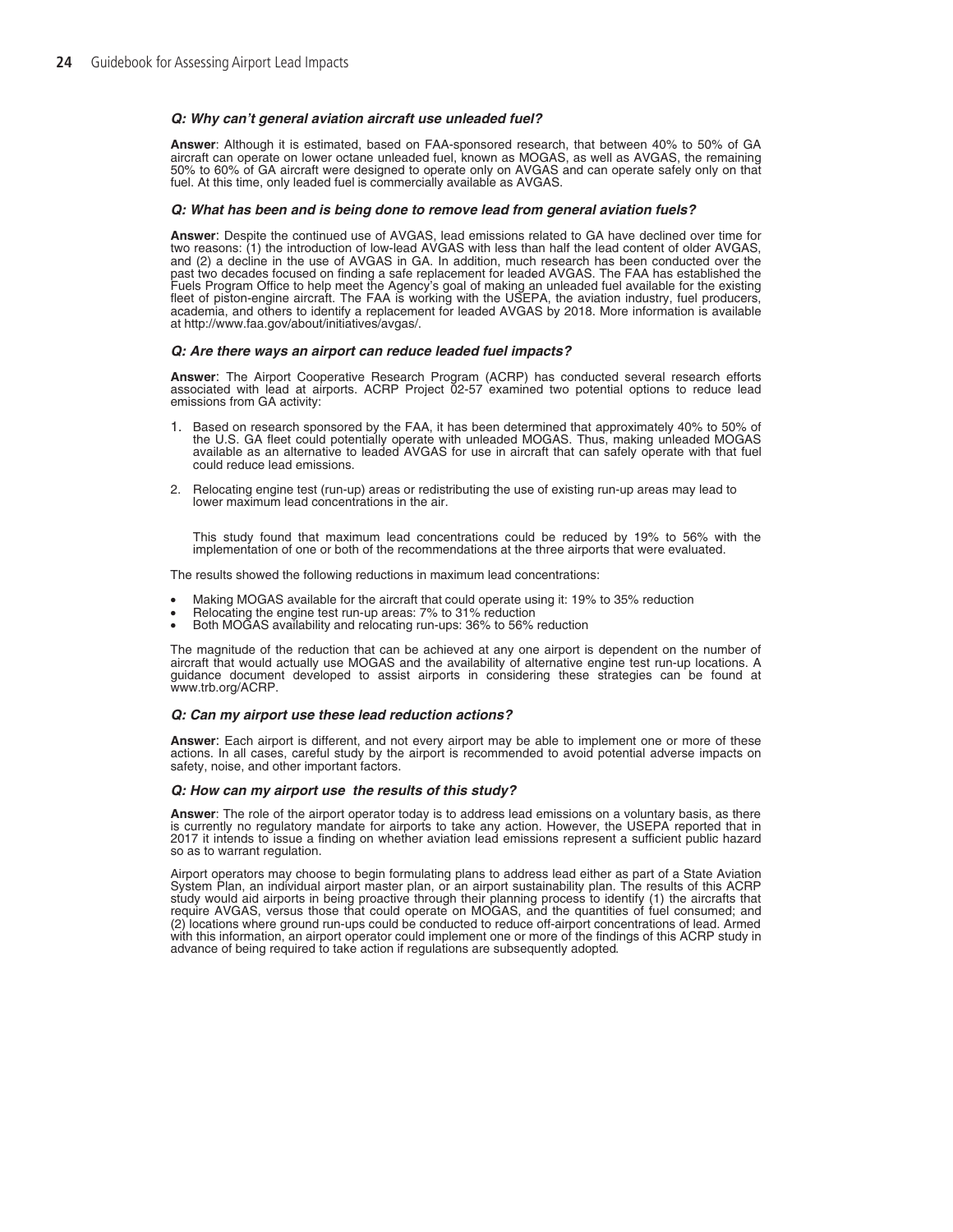***Q: Why can't general aviation aircraft use unleaded fuel?***

**Answer**: Although it is estimated, based on FAA-sponsored research, that between 40% to 50% of GA aircraft can operate on lower octane unleaded fuel, known as MOGAS, as well as AVGAS, the remaining 50% to 60% of GA aircraft were designed to operate only on AVGAS and can operate safely only on that fuel. At this time, only leaded fuel is commercially available as AVGAS.

***Q: What has been and is being done to remove lead from general aviation fuels?***

**Answer**: Despite the continued use of AVGAS, lead emissions related to GA have declined over time for two reasons: (1) the introduction of low-lead AVGAS with less than half the lead content of older AVGAS, and (2) a decline in the use of AVGAS in GA. In addition, much research has been conducted over the past two decades focused on finding a safe replacement for leaded AVGAS. The FAA has established the Fuels Program Office to help meet the Agency's goal of making an unleaded fuel available for the existing fleet of piston-engine aircraft. The FAA is working with the USEPA, the aviation industry, fuel producers, academia, and others to identify a replacement for leaded AVGAS by 2018. More information is available at http://www.faa.gov/about/initiatives/avgas/.

***Q: Are there ways an airport can reduce leaded fuel impacts?***

**Answer**: The Airport Cooperative Research Program (ACRP) has conducted several research efforts associated with lead at airports. ACRP Project 02-57 examined two potential options to reduce lead emissions from GA activity:

1. Based on research sponsored by the FAA, it has been determined that approximately 40% to 50% of the U.S. GA fleet could potentially operate with unleaded MOGAS. Thus, making unleaded MOGAS available as an alternative to leaded AVGAS for use in aircraft that can safely operate with that fuel could reduce lead emissions.

2. Relocating engine test (run-up) areas or redistributing the use of existing run-up areas may lead to lower maximum lead concentrations in the air.

   This study found that maximum lead concentrations could be reduced by 19% to 56% with the implementation of one or both of the recommendations at the three airports that were evaluated.

The results showed the following reductions in maximum lead concentrations:

- Making MOGAS available for the aircraft that could operate using it: 19% to 35% reduction
- Relocating the engine test run-up areas: 7% to 31% reduction
- Both MOGAS availability and relocating run-ups: 36% to 56% reduction

The magnitude of the reduction that can be achieved at any one airport is dependent on the number of aircraft that would actually use MOGAS and the availability of alternative engine test run-up locations. A guidance document developed to assist airports in considering these strategies can be found at www.trb.org/ACRP.

***Q: Can my airport use these lead reduction actions?***

**Answer**: Each airport is different, and not every airport may be able to implement one or more of these actions. In all cases, careful study by the airport is recommended to avoid potential adverse impacts on safety, noise, and other important factors.

***Q: How can my airport use the results of this study?***

**Answer**: The role of the airport operator today is to address lead emissions on a voluntary basis, as there is currently no regulatory mandate for airports to take any action. However, the USEPA reported that in 2017 it intends to issue a finding on whether aviation lead emissions represent a sufficient public hazard so as to warrant regulation.

Airport operators may choose to begin formulating plans to address lead either as part of a State Aviation System Plan, an individual airport master plan, or an airport sustainability plan. The results of this ACRP study would aid airports in being proactive through their planning process to identify (1) the aircrafts that require AVGAS, versus those that could operate on MOGAS, and the quantities of fuel consumed; and (2) locations where ground run-ups could be conducted to reduce off-airport concentrations of lead. Armed with this information, an airport operator could implement one or more of the findings of this ACRP study in advance of being required to take action if regulations are subsequently adopted.